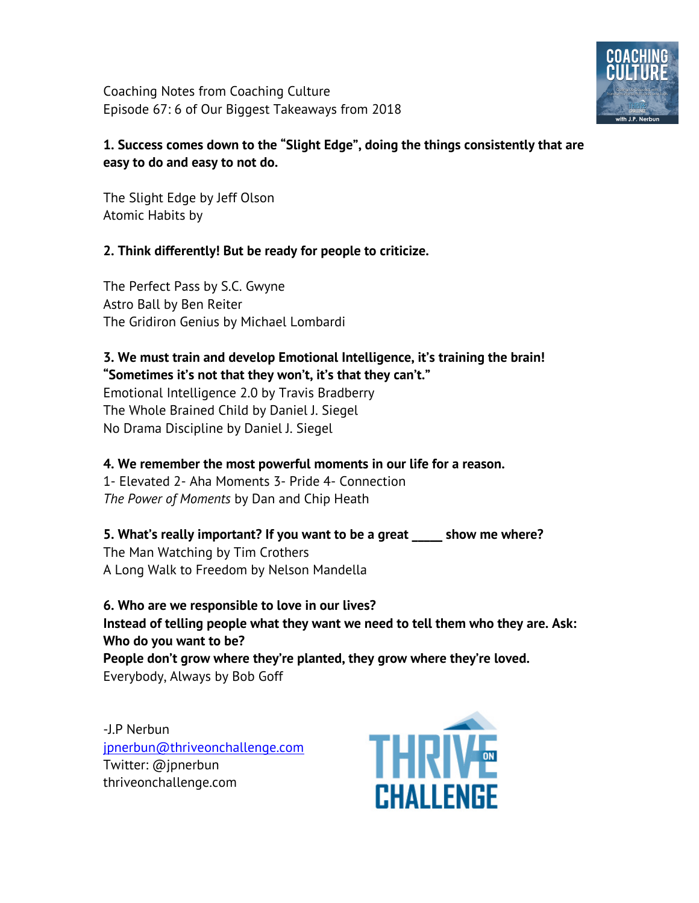Coaching Notes from Coaching Culture
Episode 67: 6 of Our Biggest Takeaways from 2018

**1. Success comes down to the "Slight Edge", doing the things consistently that are easy to do and easy to not do.**

The Slight Edge by Jeff Olson
Atomic Habits by

**2. Think differently! But be ready for people to criticize.**

The Perfect Pass by S.C. Gwyne
Astro Ball by Ben Reiter
The Gridiron Genius by Michael Lombardi

**3. We must train and develop Emotional Intelligence, it's training the brain!**
**"Sometimes it's not that they won't, it's that they can't."**
Emotional Intelligence 2.0 by Travis Bradberry
The Whole Brained Child by Daniel J. Siegel
No Drama Discipline by Daniel J. Siegel

**4. We remember the most powerful moments in our life for a reason.**
1- Elevated 2- Aha Moments 3- Pride 4- Connection
*The Power of Moments* by Dan and Chip Heath

**5. What's really important? If you want to be a great _____ show me where?**
The Man Watching by Tim Crothers
A Long Walk to Freedom by Nelson Mandella

**6. Who are we responsible to love in our lives?**
**Instead of telling people what they want we need to tell them who they are. Ask: Who do you want to be?**
**People don't grow where they're planted, they grow where they're loved.**
Everybody, Always by Bob Goff

-J.P Nerbun
jpnerbun@thriveonchallenge.com
Twitter: @jpnerbun
thriveonchallenge.com

THRIVE ON CHALLENGE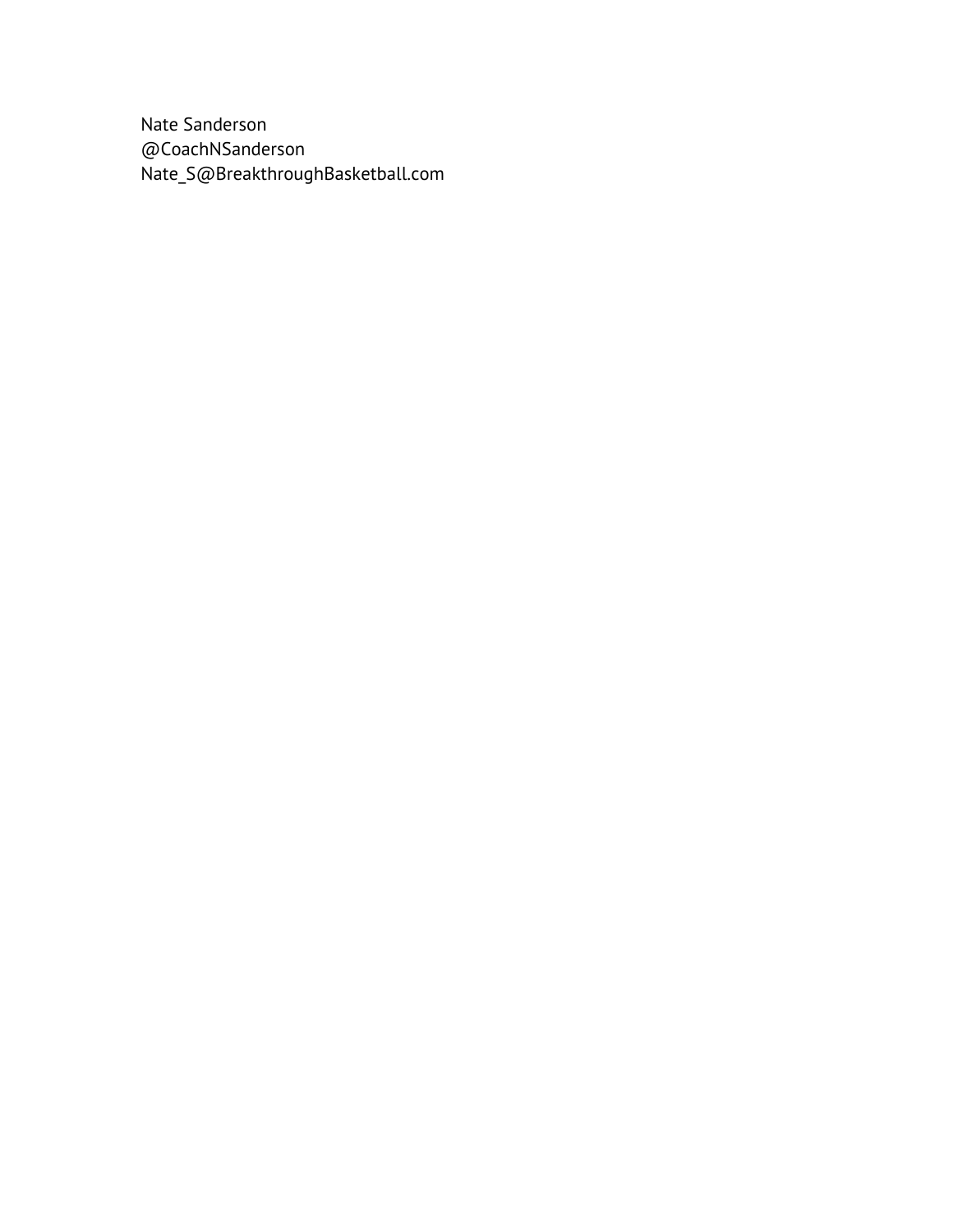Nate Sanderson
@CoachNSanderson
Nate_S@BreakthroughBasketball.com